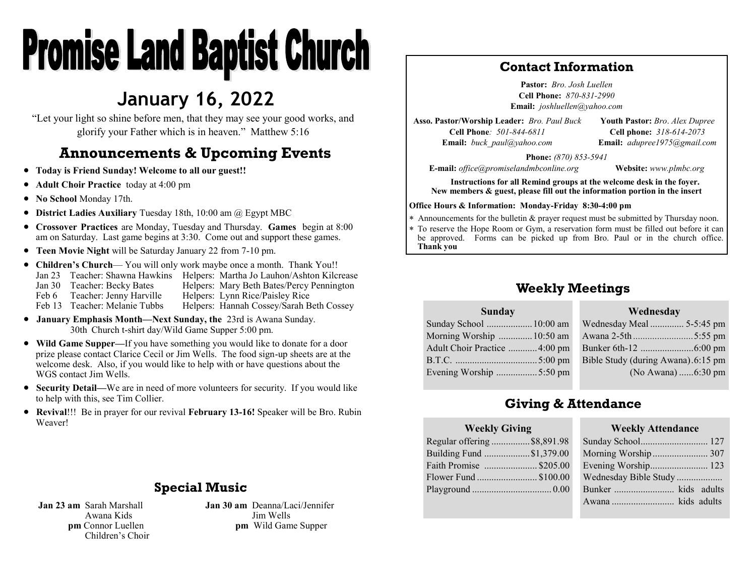# Promise Land Baptist Church

## January 16, 2022

"Let your light so shine before men, that they may see your good works, and glorify your Father which is in heaven." Matthew 5:16

## Announcements & Upcoming Events

- **Today is Friend Sunday! Welcome to all our guest!!**
- **Adult Choir Practice** today at 4:00 pm
- **No School** Monday 17th.
- **District Ladies Auxiliary** Tuesday 18th, 10:00 am @ Egypt MBC
- **Crossover Practices** are Monday, Tuesday and Thursday. **Games** begin at 8:00 am on Saturday. Last game begins at 3:30. Come out and support these games.
- **Teen Movie Night** will be Saturday January 22 from 7-10 pm.
- **Children's Church**— You will only work maybe once a month. Thank You!!
  - Jan 23 Teacher: Shawna Hawkins Helpers: Martha Jo Lauhon/Ashton Kilcrease
  - Jan 30 Teacher: Becky Bates Helpers: Mary Beth Bates/Percy Pennington
  - Feb 6 Teacher: Jenny Harville Helpers: Lynn Rice/Paisley Rice
  - Feb 13 Teacher: Melanie Tubbs Helpers: Hannah Cossey/Sarah Beth Cossey
- **January Emphasis Month—Next Sunday, the** 23rd is Awana Sunday.
  30th Church t-shirt day/Wild Game Supper 5:00 pm.
- **Wild Game Supper—**If you have something you would like to donate for a door prize please contact Clarice Cecil or Jim Wells. The food sign-up sheets are at the welcome desk. Also, if you would like to help with or have questions about the WGS contact Jim Wells.
- **Security Detail—**We are in need of more volunteers for security. If you would like to help with this, see Tim Collier.
- **Revival**!!! Be in prayer for our revival **February 13-16!** Speaker will be Bro. Rubin Weaver!

## Special Music

**Jan 23 am** Sarah Marshall
Awana Kids
**pm** Connor Luellen
Children's Choir

**Jan 30 am** Deanna/Laci/Jennifer
Jim Wells
**pm** Wild Game Supper

## Contact Information

**Pastor:** *Bro. Josh Luellen*
**Cell Phone:** *870-831-2990*
**Email:** *joshluellen@yahoo.com*

**Asso. Pastor/Worship Leader:** *Bro. Paul Buck*
**Cell Phone***: 501-844-6811*
**Email:** *buck_paul@yahoo.com*

**Youth Pastor:** *Bro. Alex Dupree*
**Cell phone:** *318-614-2073*
**Email:** *adupree1975@gmail.com*

**Phone:** *(870) 853-5941*
**E-mail:** *office@promiselandmbconline.org* **Website:** *www.plmbc.org*

**Instructions for all Remind groups at the welcome desk in the foyer.**
**New members & guest, please fill out the information portion in the insert**

**Office Hours & Information: Monday-Friday 8:30-4:00 pm**

- Announcements for the bulletin & prayer request must be submitted by Thursday noon.
- To reserve the Hope Room or Gym, a reservation form must be filled out before it can be approved. Forms can be picked up from Bro. Paul or in the church office. **Thank you**

## Weekly Meetings

| Sunday | |
|---|---|
| Sunday School | 10:00 am |
| Morning Worship | 10:50 am |
| Adult Choir Practice | 4:00 pm |
| B.T.C. | 5:00 pm |
| Evening Worship | 5:50 pm |

| Wednesday | |
|---|---|
| Wednesday Meal | 5-5:45 pm |
| Awana 2-5th | 5:55 pm |
| Bunker 6th-12 | 6:00 pm |
| Bible Study (during Awana) | 6:15 pm |
| (No Awana) | 6:30 pm |

## Giving & Attendance

| Weekly Giving | |
|---|---|
| Regular offering | $8,891.98 |
| Building Fund | $1,379.00 |
| Faith Promise | $205.00 |
| Flower Fund | $100.00 |
| Playground | 0.00 |

| Weekly Attendance | |
|---|---|
| Sunday School | 127 |
| Morning Worship | 307 |
| Evening Worship | 123 |
| Wednesday Bible Study | |
| Bunker | kids adults |
| Awana | kids adults |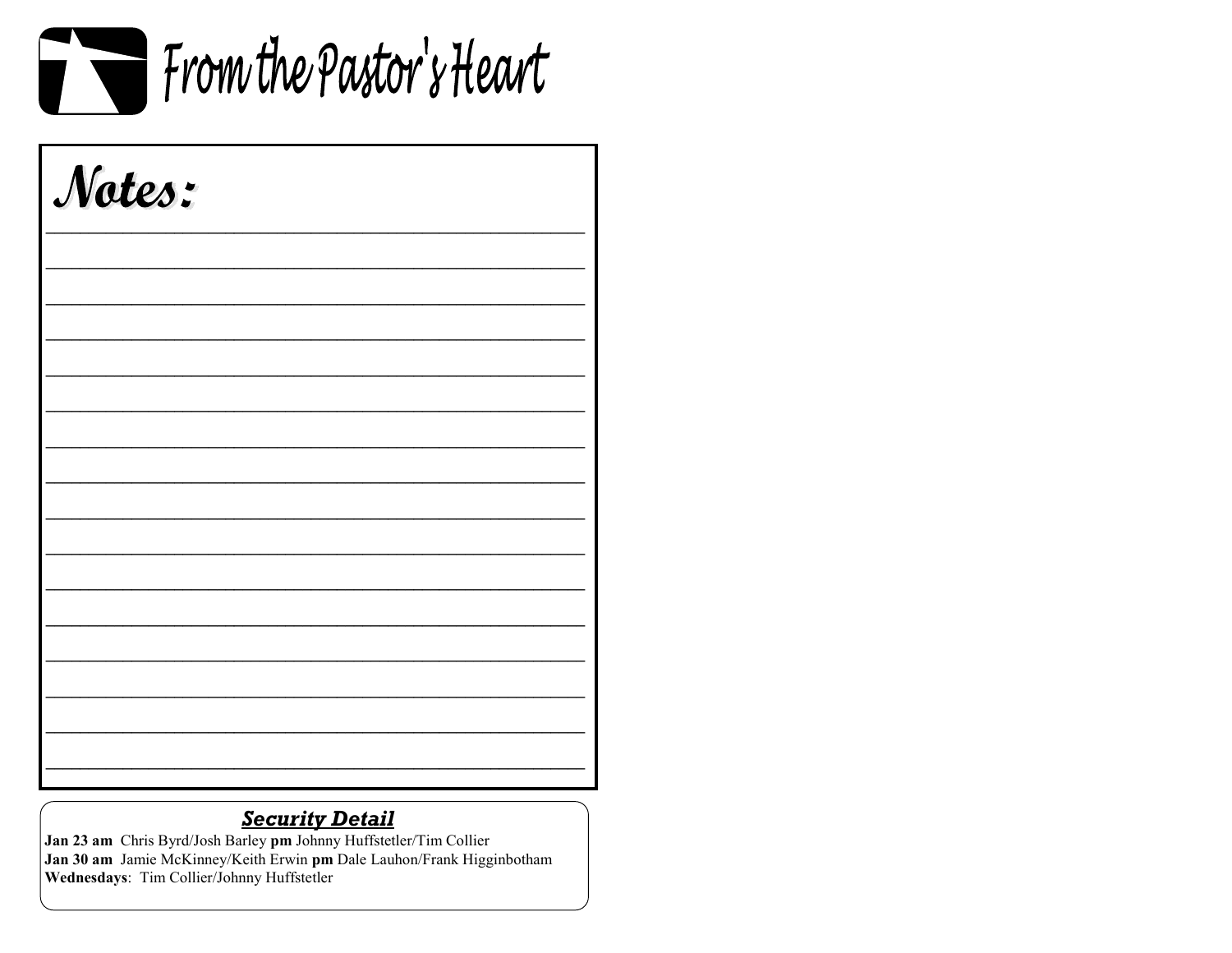# From the Pastor's Heart

## Notes:

______________________________________________

______________________________________________

______________________________________________

______________________________________________

______________________________________________

______________________________________________

______________________________________________

______________________________________________

______________________________________________

______________________________________________

______________________________________________

______________________________________________

______________________________________________

______________________________________________

______________________________________________

______________________________________________

### ***Security Detail***

**Jan 23 am** Chris Byrd/Josh Barley **pm** Johnny Huffstetler/Tim Collier
**Jan 30 am** Jamie McKinney/Keith Erwin **pm** Dale Lauhon/Frank Higginbotham
**Wednesdays**: Tim Collier/Johnny Huffstetler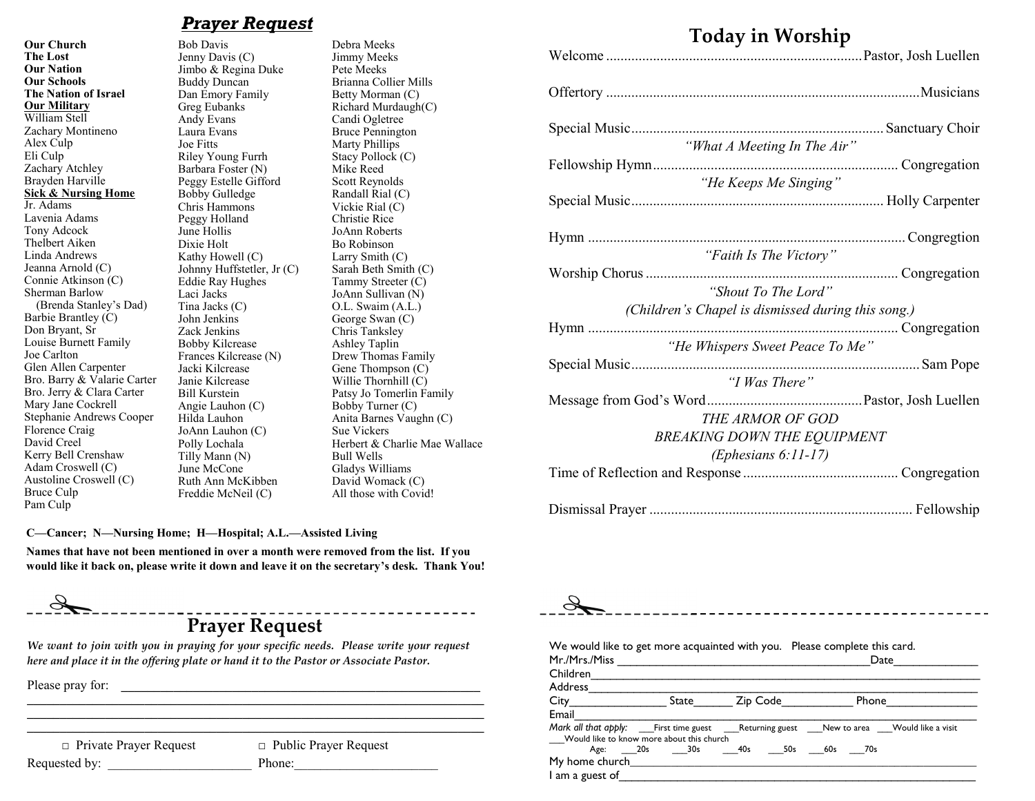## *Prayer Request*

**Our Church**
**The Lost**
**Our Nation**
**Our Schools**
**The Nation of Israel**
**Our Military**

William Stell
Zachary Montineno
Alex Culp
Eli Culp
Zachary Atchley
Brayden Harville

**Sick & Nursing Home**

Jr. Adams
Lavenia Adams
Tony Adcock
Thelbert Aiken
Linda Andrews
Jeanna Arnold (C)
Connie Atkinson (C)
Sherman Barlow
(Brenda Stanley's Dad)
Barbie Brantley (C)
Don Bryant, Sr
Louise Burnett Family
Joe Carlton
Glen Allen Carpenter
Bro. Barry & Valarie Carter
Bro. Jerry & Clara Carter
Mary Jane Cockrell
Stephanie Andrews Cooper
Florence Craig
David Creel
Kerry Bell Crenshaw
Adam Croswell (C)
Austoline Croswell (C)
Bruce Culp
Pam Culp
Bob Davis
Jenny Davis (C)
Jimbo & Regina Duke
Buddy Duncan
Dan Emory Family
Greg Eubanks
Andy Evans
Laura Evans
Joe Fitts
Riley Young Furrh
Barbara Foster (N)
Peggy Estelle Gifford
Bobby Gulledge
Chris Hammons
Peggy Holland
June Hollis
Dixie Holt
Kathy Howell (C)
Johnny Huffstetler, Jr (C)
Eddie Ray Hughes
Laci Jacks
Tina Jacks (C)
John Jenkins
Zack Jenkins
Bobby Kilcrease
Frances Kilcrease (N)
Jacki Kilcrease
Janie Kilcrease
Bill Kurstein
Angie Lauhon (C)
Hilda Lauhon
JoAnn Lauhon (C)
Polly Lochala
Tilly Mann (N)
June McCone
Ruth Ann McKibben
Freddie McNeil (C)
Debra Meeks
Jimmy Meeks
Pete Meeks
Brianna Collier Mills
Betty Morman (C)
Richard Murdaugh(C)
Candi Ogletree
Bruce Pennington
Marty Phillips
Stacy Pollock (C)
Mike Reed
Scott Reynolds
Randall Rial (C)
Vickie Rial (C)
Christie Rice
JoAnn Roberts
Bo Robinson
Larry Smith (C)
Sarah Beth Smith (C)
Tammy Streeter (C)
JoAnn Sullivan (N)
O.L. Swaim (A.L.)
George Swan (C)
Chris Tanksley
Ashley Taplin
Drew Thomas Family
Gene Thompson (C)
Willie Thornhill (C)
Patsy Jo Tomerlin Family
Bobby Turner (C)
Anita Barnes Vaughn (C)
Sue Vickers
Herbert & Charlie Mae Wallace
Bull Wells
Gladys Williams
David Womack (C)
All those with Covid!

**C—Cancer; N—Nursing Home; H—Hospital; A.L.—Assisted Living**

**Names that have not been mentioned in over a month were removed from the list. If you would like it back on, please write it down and leave it on the secretary's desk. Thank You!**

## Prayer Request

*We want to join with you in praying for your specific needs. Please write your request here and place it in the offering plate or hand it to the Pastor or Associate Pastor.*

Please pray for: ______________________________________________

______________________________________________

______________________________________________

□ Private Prayer Request □ Public Prayer Request

Requested by: ____________________ Phone:____________________

# Today in Worship

Welcome ........................ Pastor, Josh Luellen

Offertory ........................ Musicians

Special Music ........................ Sanctuary Choir

*"What A Meeting In The Air"*

Fellowship Hymn ........................ Congregation

*"He Keeps Me Singing"*

Special Music ........................ Holly Carpenter

Hymn ........................ Congregtion

*"Faith Is The Victory"*

Worship Chorus ........................ Congregation

*"Shout To The Lord"*

*(Children's Chapel is dismissed during this song.)*

Hymn ........................ Congregation

*"He Whispers Sweet Peace To Me"*

Special Music ........................ Sam Pope

*"I Was There"*

Message from God's Word ........................ Pastor, Josh Luellen

*THE ARMOR OF GOD*

*BREAKING DOWN THE EQUIPMENT*

*(Ephesians 6:11-17)*

Time of Reflection and Response ........................ Congregation

Dismissal Prayer ........................ Fellowship

We would like to get more acquainted with you. Please complete this card.

Mr./Mrs./Miss ______________________________ Date__________

Children______________________________________________

Address______________________________________________

City______________ State______ Zip Code__________ Phone______________

Email______________________________________________

*Mark all that apply:* ___First time guest ___Returning guest ___New to area ___Would like a visit ___Would like to know more about this church

Age: ___20s ___30s ___40s ___50s ___60s ___70s

My home church______________________________________________

I am a guest of______________________________________________